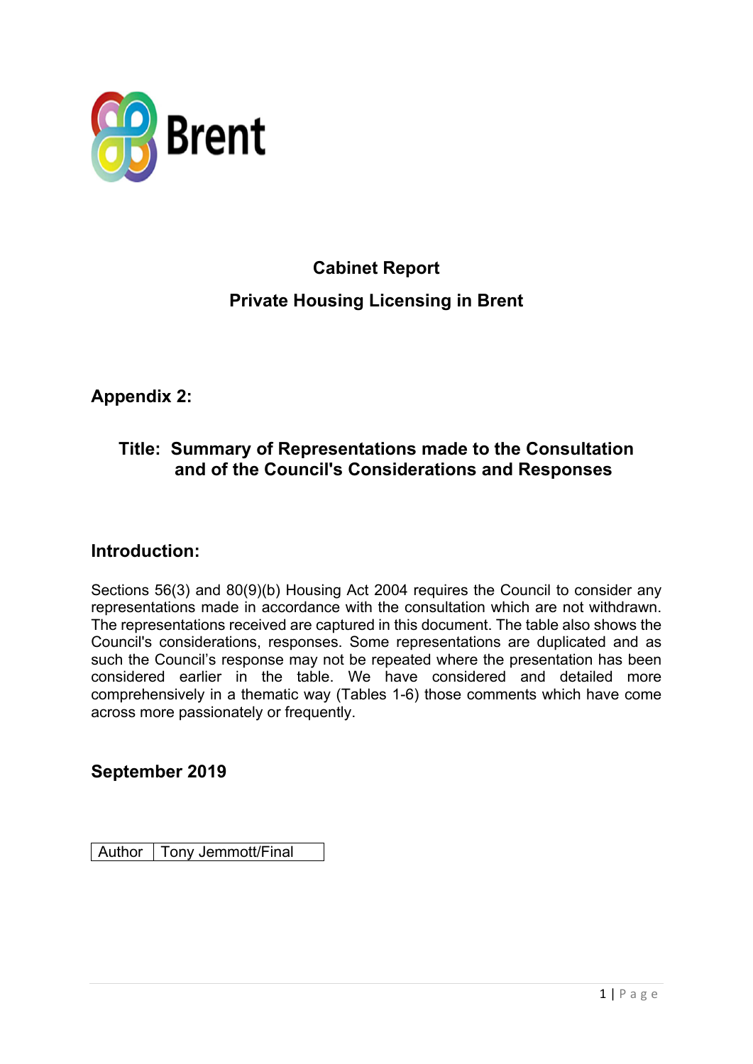Brent

# Cabinet Report

## Private Housing Licensing in Brent

## Appendix 2:

### Title: Summary of Representations made to the Consultation and of the Council's Considerations and Responses

## Introduction:

Sections 56(3) and 80(9)(b) Housing Act 2004 requires the Council to consider any representations made in accordance with the consultation which are not withdrawn. The representations received are captured in this document. The table also shows the Council's considerations, responses. Some representations are duplicated and as such the Council's response may not be repeated where the presentation has been considered earlier in the table. We have considered and detailed more comprehensively in a thematic way (Tables 1-6) those comments which have come across more passionately or frequently.

## September 2019

| Author | Tony Jemmott/Final |
|---|---|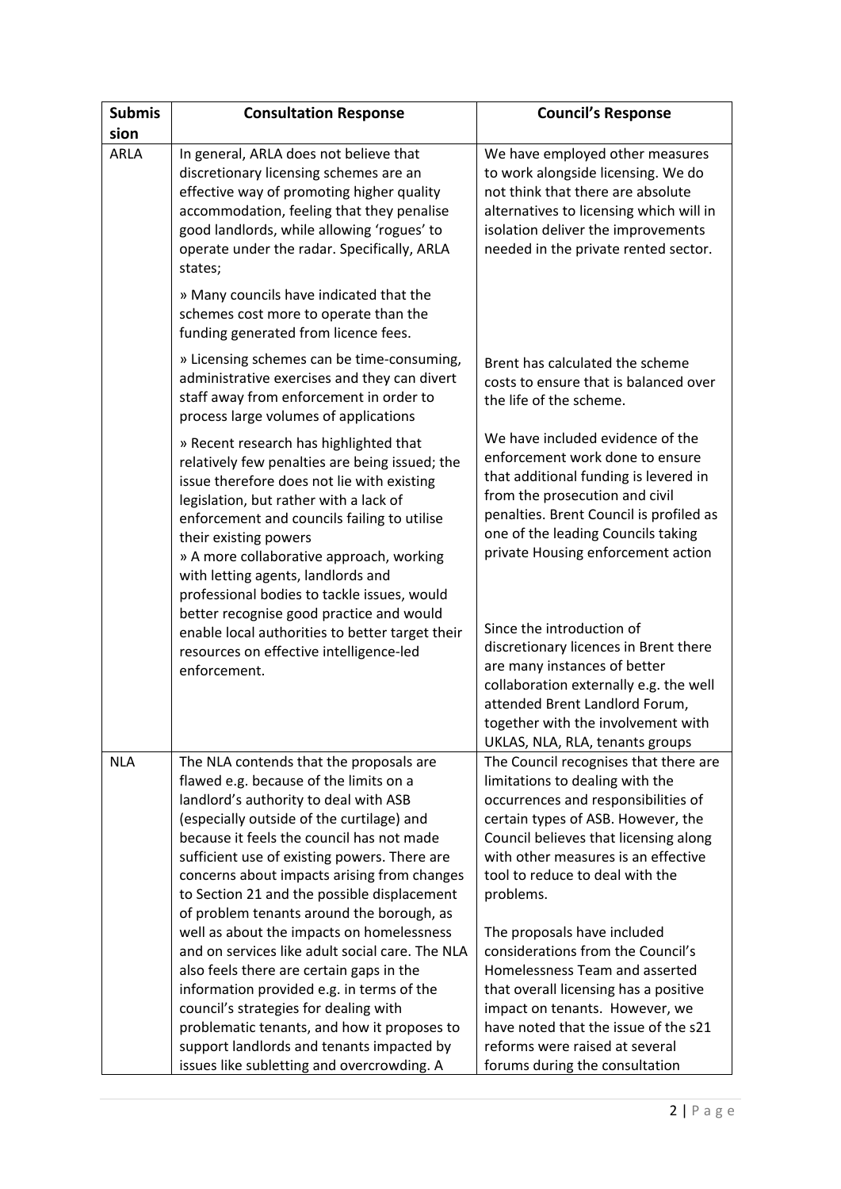| Submission | Consultation Response | Council's Response |
| --- | --- | --- |
| ARLA | In general, ARLA does not believe that discretionary licensing schemes are an effective way of promoting higher quality accommodation, feeling that they penalise good landlords, while allowing 'rogues' to operate under the radar. Specifically, ARLA states; | We have employed other measures to work alongside licensing. We do not think that there are absolute alternatives to licensing which will in isolation deliver the improvements needed in the private rented sector. |
| | » Many councils have indicated that the schemes cost more to operate than the funding generated from licence fees. | |
| | » Licensing schemes can be time-consuming, administrative exercises and they can divert staff away from enforcement in order to process large volumes of applications | Brent has calculated the scheme costs to ensure that is balanced over the life of the scheme. |
| | » Recent research has highlighted that relatively few penalties are being issued; the issue therefore does not lie with existing legislation, but rather with a lack of enforcement and councils failing to utilise their existing powers<br>» A more collaborative approach, working with letting agents, landlords and professional bodies to tackle issues, would better recognise good practice and would enable local authorities to better target their resources on effective intelligence-led enforcement. | We have included evidence of the enforcement work done to ensure that additional funding is levered in from the prosecution and civil penalties. Brent Council is profiled as one of the leading Councils taking private Housing enforcement action<br><br>Since the introduction of discretionary licences in Brent there are many instances of better collaboration externally e.g. the well attended Brent Landlord Forum, together with the involvement with UKLAS, NLA, RLA, tenants groups |
| NLA | The NLA contends that the proposals are flawed e.g. because of the limits on a landlord's authority to deal with ASB (especially outside of the curtilage) and because it feels the council has not made sufficient use of existing powers. There are concerns about impacts arising from changes to Section 21 and the possible displacement of problem tenants around the borough, as well as about the impacts on homelessness and on services like adult social care. The NLA also feels there are certain gaps in the information provided e.g. in terms of the council's strategies for dealing with problematic tenants, and how it proposes to support landlords and tenants impacted by issues like subletting and overcrowding. A | The Council recognises that there are limitations to dealing with the occurrences and responsibilities of certain types of ASB. However, the Council believes that licensing along with other measures is an effective tool to reduce to deal with the problems.<br><br>The proposals have included considerations from the Council's Homelessness Team and asserted that overall licensing has a positive impact on tenants. However, we have noted that the issue of the s21 reforms were raised at several forums during the consultation |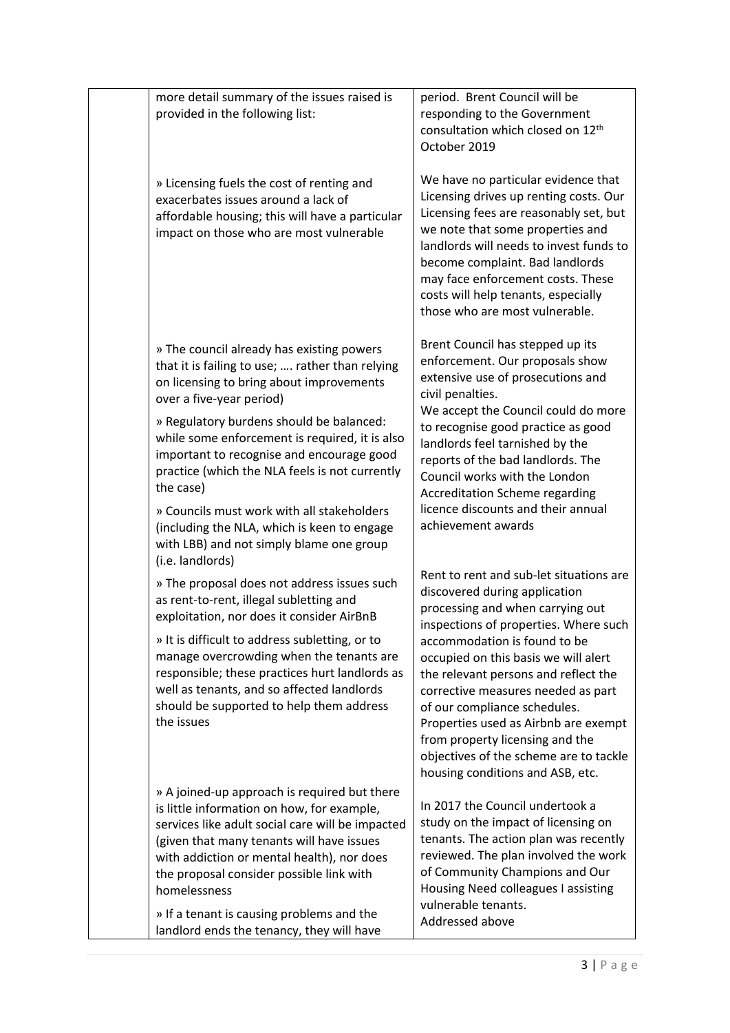|  | more detail summary of the issues raised is provided in the following list: | period. Brent Council will be responding to the Government consultation which closed on 12th October 2019 |
|---|---|---|
|  | » Licensing fuels the cost of renting and exacerbates issues around a lack of affordable housing; this will have a particular impact on those who are most vulnerable | We have no particular evidence that Licensing drives up renting costs. Our Licensing fees are reasonably set, but we note that some properties and landlords will needs to invest funds to become complaint. Bad landlords may face enforcement costs. These costs will help tenants, especially those who are most vulnerable. |
|  | » The council already has existing powers that it is failing to use; …. rather than relying on licensing to bring about improvements over a five-year period)<br><br>» Regulatory burdens should be balanced: while some enforcement is required, it is also important to recognise and encourage good practice (which the NLA feels is not currently the case)<br><br>» Councils must work with all stakeholders (including the NLA, which is keen to engage with LBB) and not simply blame one group (i.e. landlords) | Brent Council has stepped up its enforcement. Our proposals show extensive use of prosecutions and civil penalties.<br>We accept the Council could do more to recognise good practice as good landlords feel tarnished by the reports of the bad landlords. The Council works with the London Accreditation Scheme regarding licence discounts and their annual achievement awards |
|  | » The proposal does not address issues such as rent-to-rent, illegal subletting and exploitation, nor does it consider AirBnB<br><br>» It is difficult to address subletting, or to manage overcrowding when the tenants are responsible; these practices hurt landlords as well as tenants, and so affected landlords should be supported to help them address the issues | Rent to rent and sub-let situations are discovered during application processing and when carrying out inspections of properties. Where such accommodation is found to be occupied on this basis we will alert the relevant persons and reflect the corrective measures needed as part of our compliance schedules.<br>Properties used as Airbnb are exempt from property licensing and the objectives of the scheme are to tackle housing conditions and ASB, etc. |
|  | » A joined-up approach is required but there is little information on how, for example, services like adult social care will be impacted (given that many tenants will have issues with addiction or mental health), nor does the proposal consider possible link with homelessness<br><br>» If a tenant is causing problems and the landlord ends the tenancy, they will have | In 2017 the Council undertook a study on the impact of licensing on tenants. The action plan was recently reviewed. The plan involved the work of Community Champions and Our Housing Need colleagues I assisting vulnerable tenants.<br>Addressed above |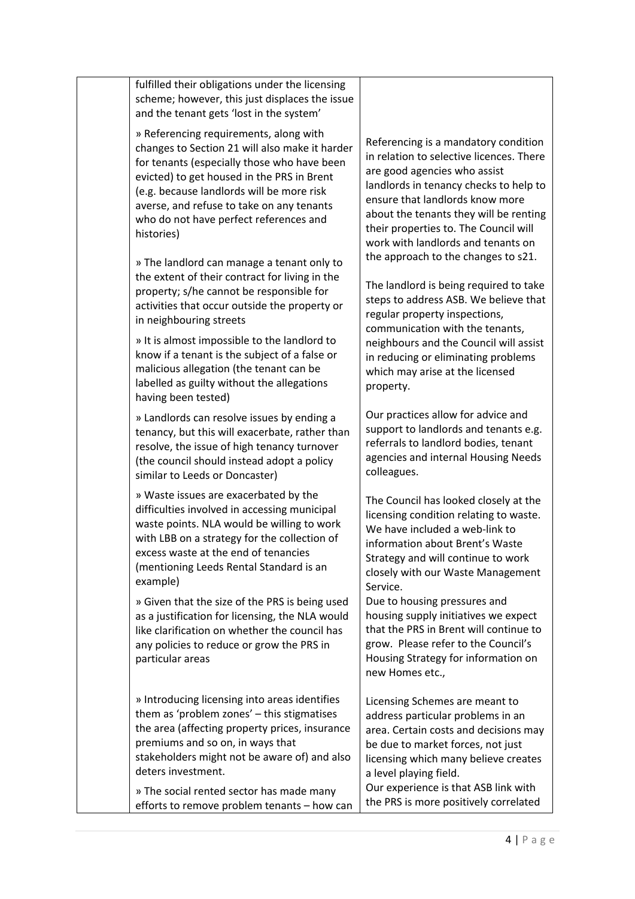| | | |
|---|---|---|
| | fulfilled their obligations under the licensing scheme; however, this just displaces the issue and the tenant gets 'lost in the system' | |
| | » Referencing requirements, along with changes to Section 21 will also make it harder for tenants (especially those who have been evicted) to get housed in the PRS in Brent (e.g. because landlords will be more risk averse, and refuse to take on any tenants who do not have perfect references and histories) | Referencing is a mandatory condition in relation to selective licences. There are good agencies who assist landlords in tenancy checks to help to ensure that landlords know more about the tenants they will be renting their properties to. The Council will work with landlords and tenants on the approach to the changes to s21. |
| | » The landlord can manage a tenant only to the extent of their contract for living in the property; s/he cannot be responsible for activities that occur outside the property or in neighbouring streets<br><br>» It is almost impossible to the landlord to know if a tenant is the subject of a false or malicious allegation (the tenant can be labelled as guilty without the allegations having been tested) | The landlord is being required to take steps to address ASB. We believe that regular property inspections, communication with the tenants, neighbours and the Council will assist in reducing or eliminating problems which may arise at the licensed property. |
| | » Landlords can resolve issues by ending a tenancy, but this will exacerbate, rather than resolve, the issue of high tenancy turnover (the council should instead adopt a policy similar to Leeds or Doncaster) | Our practices allow for advice and support to landlords and tenants e.g. referrals to landlord bodies, tenant agencies and internal Housing Needs colleagues. |
| | » Waste issues are exacerbated by the difficulties involved in accessing municipal waste points. NLA would be willing to work with LBB on a strategy for the collection of excess waste at the end of tenancies (mentioning Leeds Rental Standard is an example) | The Council has looked closely at the licensing condition relating to waste. We have included a web-link to information about Brent's Waste Strategy and will continue to work closely with our Waste Management Service. |
| | » Given that the size of the PRS is being used as a justification for licensing, the NLA would like clarification on whether the council has any policies to reduce or grow the PRS in particular areas | Due to housing pressures and housing supply initiatives we expect that the PRS in Brent will continue to grow. Please refer to the Council's Housing Strategy for information on new Homes etc., |
| | » Introducing licensing into areas identifies them as 'problem zones' – this stigmatises the area (affecting property prices, insurance premiums and so on, in ways that stakeholders might not be aware of) and also deters investment. | Licensing Schemes are meant to address particular problems in an area. Certain costs and decisions may be due to market forces, not just licensing which many believe creates a level playing field. |
| | » The social rented sector has made many efforts to remove problem tenants – how can | Our experience is that ASB link with the PRS is more positively correlated |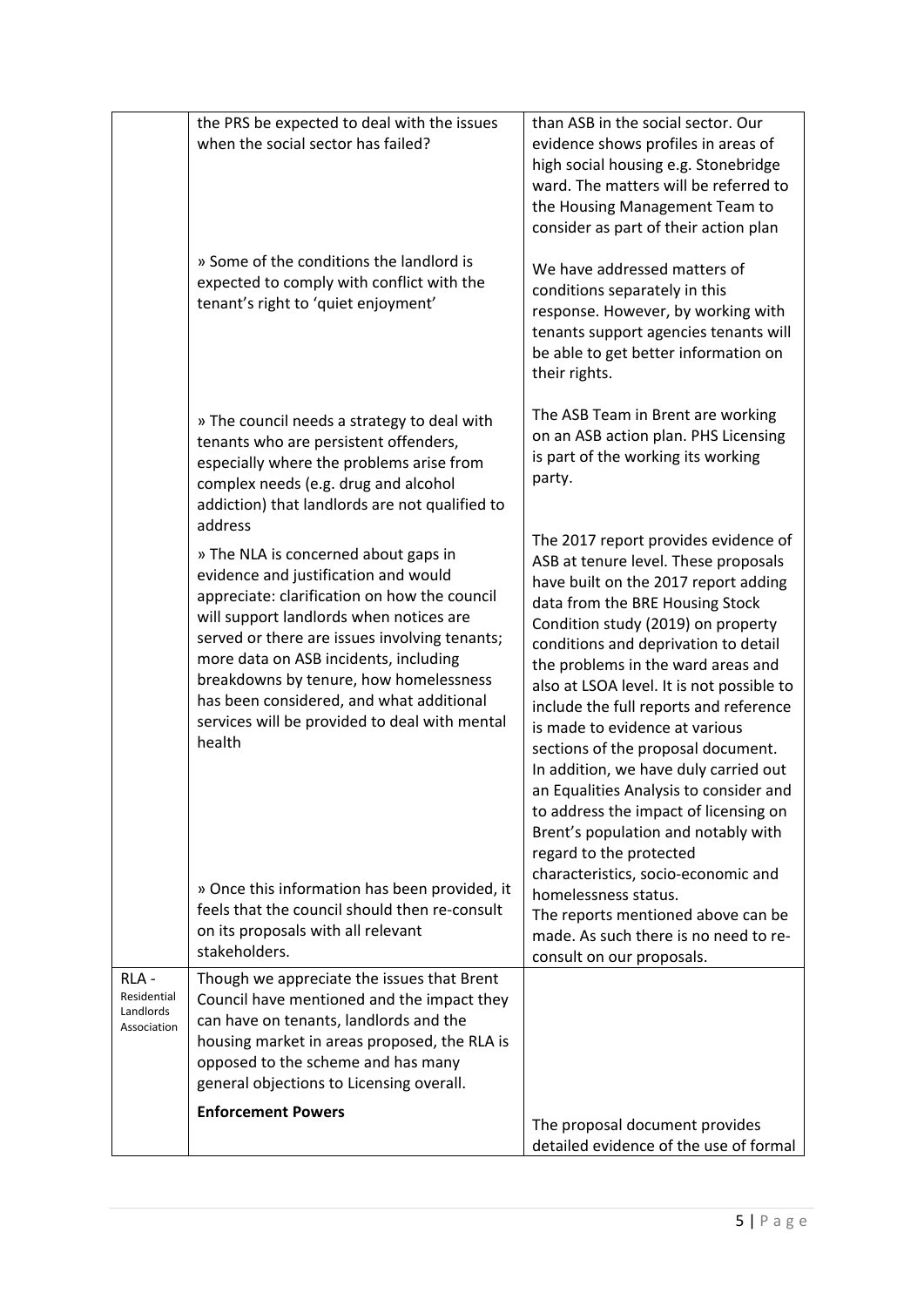| | | |
|---|---|---|
| | the PRS be expected to deal with the issues when the social sector has failed? | than ASB in the social sector. Our evidence shows profiles in areas of high social housing e.g. Stonebridge ward. The matters will be referred to the Housing Management Team to consider as part of their action plan |
| | » Some of the conditions the landlord is expected to comply with conflict with the tenant's right to 'quiet enjoyment' | We have addressed matters of conditions separately in this response. However, by working with tenants support agencies tenants will be able to get better information on their rights. |
| | » The council needs a strategy to deal with tenants who are persistent offenders, especially where the problems arise from complex needs (e.g. drug and alcohol addiction) that landlords are not qualified to address | The ASB Team in Brent are working on an ASB action plan. PHS Licensing is part of the working its working party. |
| | » The NLA is concerned about gaps in evidence and justification and would appreciate: clarification on how the council will support landlords when notices are served or there are issues involving tenants; more data on ASB incidents, including breakdowns by tenure, how homelessness has been considered, and what additional services will be provided to deal with mental health<br><br>» Once this information has been provided, it feels that the council should then re-consult on its proposals with all relevant stakeholders. | The 2017 report provides evidence of ASB at tenure level. These proposals have built on the 2017 report adding data from the BRE Housing Stock Condition study (2019) on property conditions and deprivation to detail the problems in the ward areas and also at LSOA level. It is not possible to include the full reports and reference is made to evidence at various sections of the proposal document. In addition, we have duly carried out an Equalities Analysis to consider and to address the impact of licensing on Brent's population and notably with regard to the protected characteristics, socio-economic and homelessness status.<br>The reports mentioned above can be made. As such there is no need to re-consult on our proposals. |
| RLA - Residential Landlords Association | Though we appreciate the issues that Brent Council have mentioned and the impact they can have on tenants, landlords and the housing market in areas proposed, the RLA is opposed to the scheme and has many general objections to Licensing overall. | |
| | **Enforcement Powers** | The proposal document provides detailed evidence of the use of formal |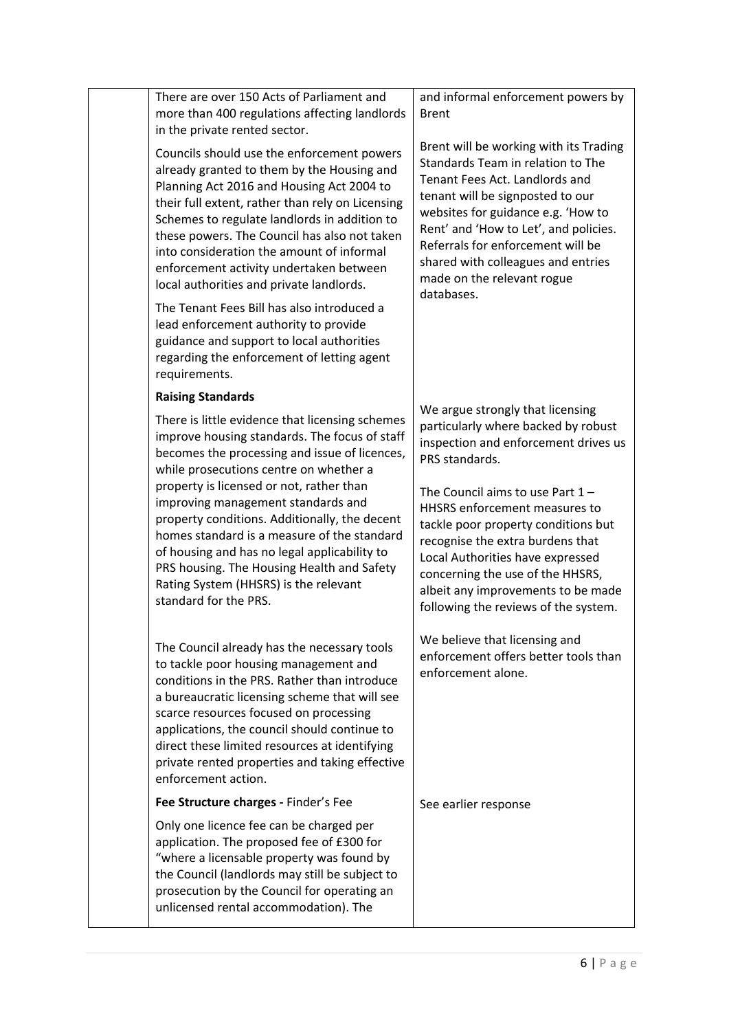| | | |
|---|---|---|
| | There are over 150 Acts of Parliament and more than 400 regulations affecting landlords in the private rented sector.<br><br>Councils should use the enforcement powers already granted to them by the Housing and Planning Act 2016 and Housing Act 2004 to their full extent, rather than rely on Licensing Schemes to regulate landlords in addition to these powers. The Council has also not taken into consideration the amount of informal enforcement activity undertaken between local authorities and private landlords.<br><br>The Tenant Fees Bill has also introduced a lead enforcement authority to provide guidance and support to local authorities regarding the enforcement of letting agent requirements. | and informal enforcement powers by Brent<br><br>Brent will be working with its Trading Standards Team in relation to The Tenant Fees Act. Landlords and tenant will be signposted to our websites for guidance e.g. 'How to Rent' and 'How to Let', and policies. Referrals for enforcement will be shared with colleagues and entries made on the relevant rogue databases. |
| | **Raising Standards**<br><br>There is little evidence that licensing schemes improve housing standards. The focus of staff becomes the processing and issue of licences, while prosecutions centre on whether a property is licensed or not, rather than improving management standards and property conditions. Additionally, the decent homes standard is a measure of the standard of housing and has no legal applicability to PRS housing. The Housing Health and Safety Rating System (HHSRS) is the relevant standard for the PRS. | We argue strongly that licensing particularly where backed by robust inspection and enforcement drives us PRS standards.<br><br>The Council aims to use Part 1 – HHSRS enforcement measures to tackle poor property conditions but recognise the extra burdens that Local Authorities have expressed concerning the use of the HHSRS, albeit any improvements to be made following the reviews of the system. |
| | The Council already has the necessary tools to tackle poor housing management and conditions in the PRS. Rather than introduce a bureaucratic licensing scheme that will see scarce resources focused on processing applications, the council should continue to direct these limited resources at identifying private rented properties and taking effective enforcement action. | We believe that licensing and enforcement offers better tools than enforcement alone. |
| | **Fee Structure charges -** Finder's Fee<br><br>Only one licence fee can be charged per application. The proposed fee of £300 for "where a licensable property was found by the Council (landlords may still be subject to prosecution by the Council for operating an unlicensed rental accommodation). The | See earlier response |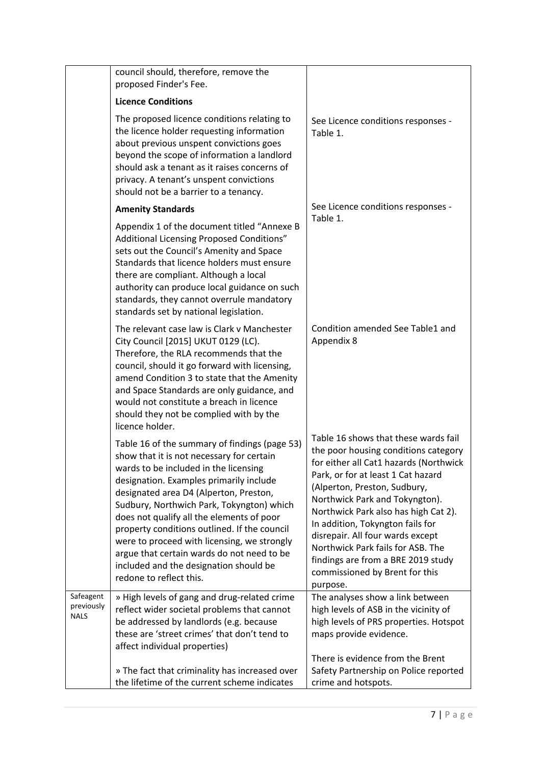| | | |
|---|---|---|
| | council should, therefore, remove the proposed Finder's Fee. | |
| | **Licence Conditions** | |
| | The proposed licence conditions relating to the licence holder requesting information about previous unspent convictions goes beyond the scope of information a landlord should ask a tenant as it raises concerns of privacy. A tenant's unspent convictions should not be a barrier to a tenancy. | See Licence conditions responses - Table 1. |
| | **Amenity Standards**<br><br>Appendix 1 of the document titled "Annexe B Additional Licensing Proposed Conditions" sets out the Council's Amenity and Space Standards that licence holders must ensure there are compliant. Although a local authority can produce local guidance on such standards, they cannot overrule mandatory standards set by national legislation. | See Licence conditions responses - Table 1. |
| | The relevant case law is Clark v Manchester City Council [2015] UKUT 0129 (LC). Therefore, the RLA recommends that the council, should it go forward with licensing, amend Condition 3 to state that the Amenity and Space Standards are only guidance, and would not constitute a breach in licence should they not be complied with by the licence holder. | Condition amended See Table1 and Appendix 8 |
| | Table 16 of the summary of findings (page 53) show that it is not necessary for certain wards to be included in the licensing designation. Examples primarily include designated area D4 (Alperton, Preston, Sudbury, Northwich Park, Tokyngton) which does not qualify all the elements of poor property conditions outlined. If the council were to proceed with licensing, we strongly argue that certain wards do not need to be included and the designation should be redone to reflect this. | Table 16 shows that these wards fail the poor housing conditions category for either all Cat1 hazards (Northwick Park, or for at least 1 Cat hazard (Alperton, Preston, Sudbury, Northwick Park and Tokyngton). Northwick Park also has high Cat 2). In addition, Tokyngton fails for disrepair. All four wards except Northwick Park fails for ASB. The findings are from a BRE 2019 study commissioned by Brent for this purpose. |
| Safeagent previously NALS | » High levels of gang and drug-related crime reflect wider societal problems that cannot be addressed by landlords (e.g. because these are 'street crimes' that don't tend to affect individual properties)<br><br>» The fact that criminality has increased over the lifetime of the current scheme indicates | The analyses show a link between high levels of ASB in the vicinity of high levels of PRS properties. Hotspot maps provide evidence.<br><br>There is evidence from the Brent Safety Partnership on Police reported crime and hotspots. |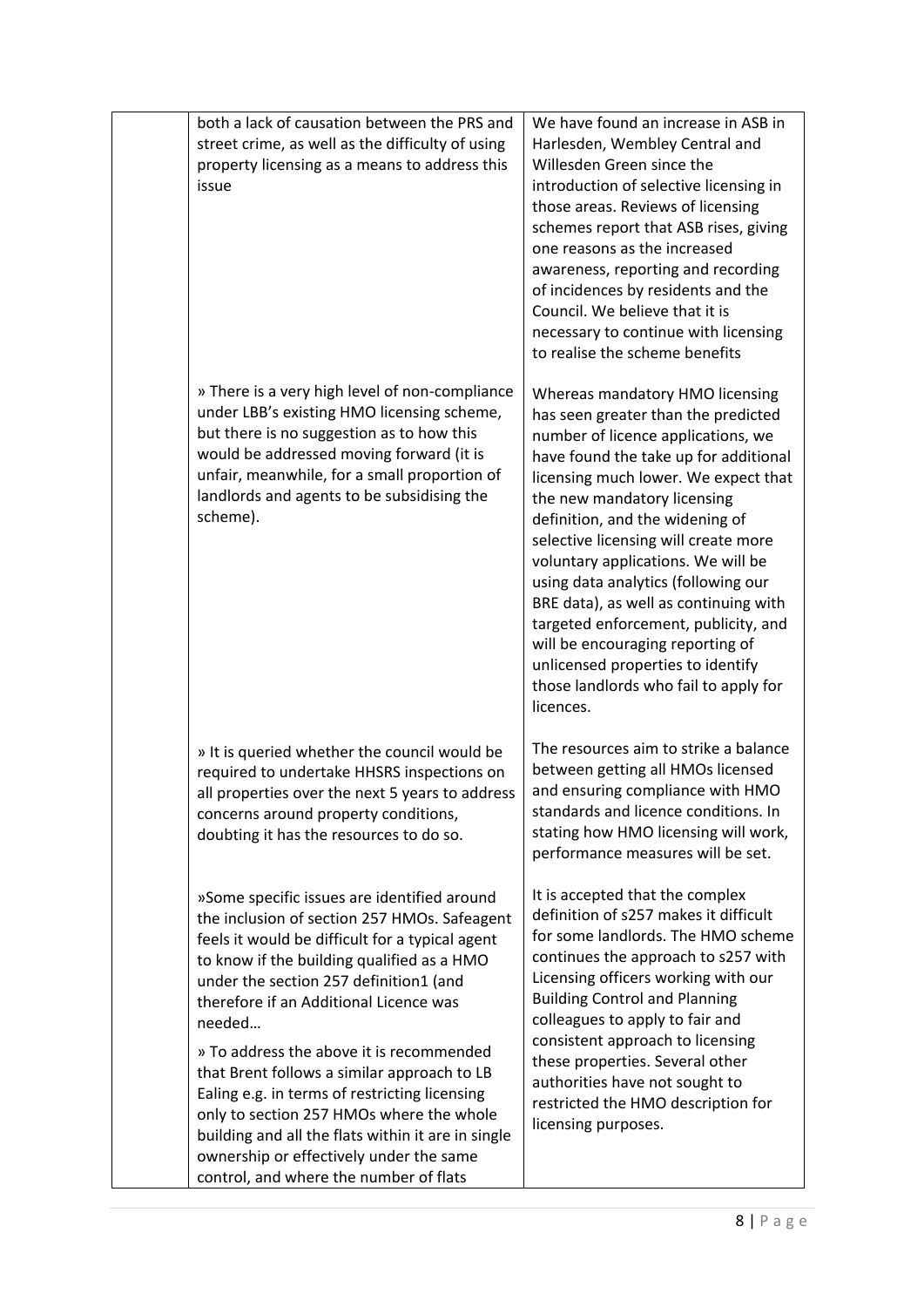|  |  |  |
|---|---|---|
|  | both a lack of causation between the PRS and street crime, as well as the difficulty of using property licensing as a means to address this issue | We have found an increase in ASB in Harlesden, Wembley Central and Willesden Green since the introduction of selective licensing in those areas. Reviews of licensing schemes report that ASB rises, giving one reasons as the increased awareness, reporting and recording of incidences by residents and the Council. We believe that it is necessary to continue with licensing to realise the scheme benefits |
|  | » There is a very high level of non-compliance under LBB's existing HMO licensing scheme, but there is no suggestion as to how this would be addressed moving forward (it is unfair, meanwhile, for a small proportion of landlords and agents to be subsidising the scheme). | Whereas mandatory HMO licensing has seen greater than the predicted number of licence applications, we have found the take up for additional licensing much lower. We expect that the new mandatory licensing definition, and the widening of selective licensing will create more voluntary applications. We will be using data analytics (following our BRE data), as well as continuing with targeted enforcement, publicity, and will be encouraging reporting of unlicensed properties to identify those landlords who fail to apply for licences. |
|  | » It is queried whether the council would be required to undertake HHSRS inspections on all properties over the next 5 years to address concerns around property conditions, doubting it has the resources to do so. | The resources aim to strike a balance between getting all HMOs licensed and ensuring compliance with HMO standards and licence conditions. In stating how HMO licensing will work, performance measures will be set. |
|  | »Some specific issues are identified around the inclusion of section 257 HMOs. Safeagent feels it would be difficult for a typical agent to know if the building qualified as a HMO under the section 257 definition1 (and therefore if an Additional Licence was needed… <br><br> » To address the above it is recommended that Brent follows a similar approach to LB Ealing e.g. in terms of restricting licensing only to section 257 HMOs where the whole building and all the flats within it are in single ownership or effectively under the same control, and where the number of flats | It is accepted that the complex definition of s257 makes it difficult for some landlords. The HMO scheme continues the approach to s257 with Licensing officers working with our Building Control and Planning colleagues to apply to fair and consistent approach to licensing these properties. Several other authorities have not sought to restricted the HMO description for licensing purposes. |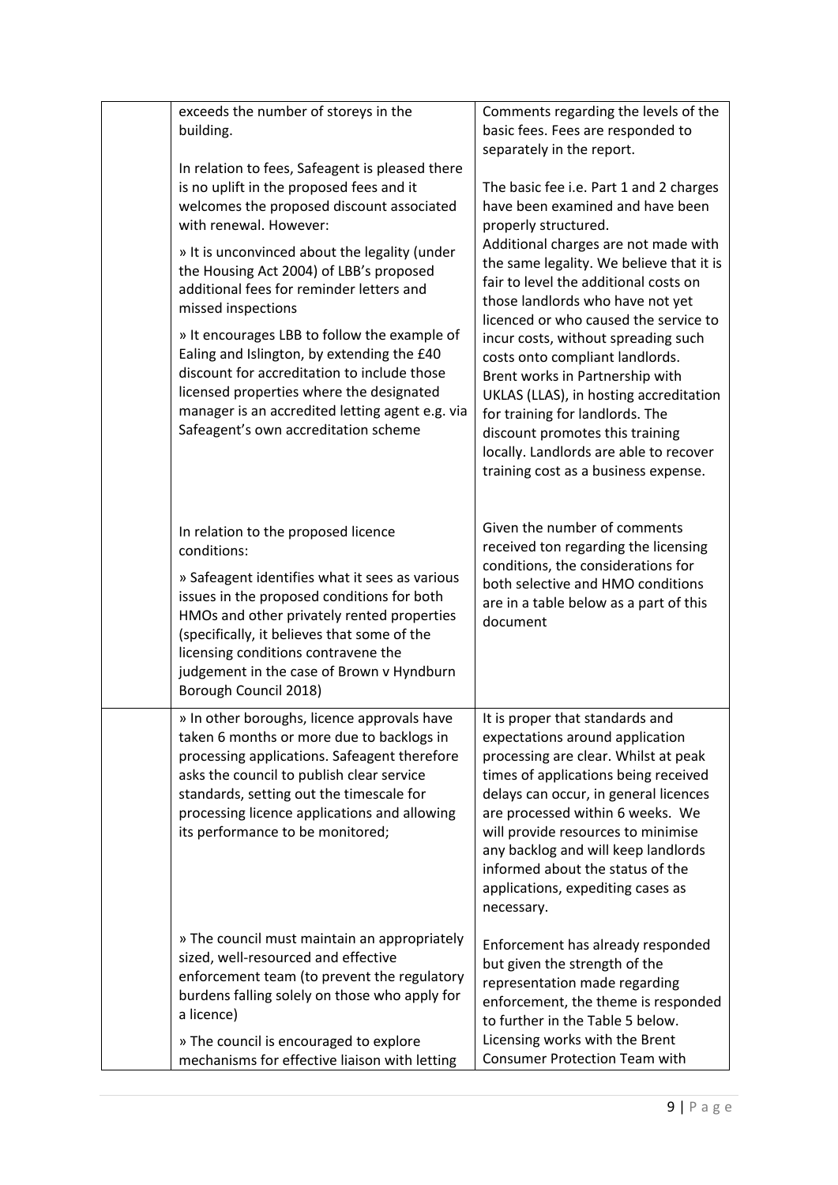| | | |
|---|---|---|
| | exceeds the number of storeys in the building.<br><br>In relation to fees, Safeagent is pleased there is no uplift in the proposed fees and it welcomes the proposed discount associated with renewal. However:<br><br>» It is unconvinced about the legality (under the Housing Act 2004) of LBB's proposed additional fees for reminder letters and missed inspections<br><br>» It encourages LBB to follow the example of Ealing and Islington, by extending the £40 discount for accreditation to include those licensed properties where the designated manager is an accredited letting agent e.g. via Safeagent's own accreditation scheme<br><br>In relation to the proposed licence conditions:<br><br>» Safeagent identifies what it sees as various issues in the proposed conditions for both HMOs and other privately rented properties (specifically, it believes that some of the licensing conditions contravene the judgement in the case of Brown v Hyndburn Borough Council 2018) | Comments regarding the levels of the basic fees. Fees are responded to separately in the report.<br><br>The basic fee i.e. Part 1 and 2 charges have been examined and have been properly structured.<br>Additional charges are not made with the same legality. We believe that it is fair to level the additional costs on those landlords who have not yet licenced or who caused the service to incur costs, without spreading such costs onto compliant landlords.<br>Brent works in Partnership with UKLAS (LLAS), in hosting accreditation for training for landlords. The discount promotes this training locally. Landlords are able to recover training cost as a business expense.<br><br>Given the number of comments received ton regarding the licensing conditions, the considerations for both selective and HMO conditions are in a table below as a part of this document |
| | » In other boroughs, licence approvals have taken 6 months or more due to backlogs in processing applications. Safeagent therefore asks the council to publish clear service standards, setting out the timescale for processing licence applications and allowing its performance to be monitored;<br><br>» The council must maintain an appropriately sized, well-resourced and effective enforcement team (to prevent the regulatory burdens falling solely on those who apply for a licence)<br><br>» The council is encouraged to explore mechanisms for effective liaison with letting | It is proper that standards and expectations around application processing are clear. Whilst at peak times of applications being received delays can occur, in general licences are processed within 6 weeks. We will provide resources to minimise any backlog and will keep landlords informed about the status of the applications, expediting cases as necessary.<br><br>Enforcement has already responded but given the strength of the representation made regarding enforcement, the theme is responded to further in the Table 5 below.<br>Licensing works with the Brent Consumer Protection Team with |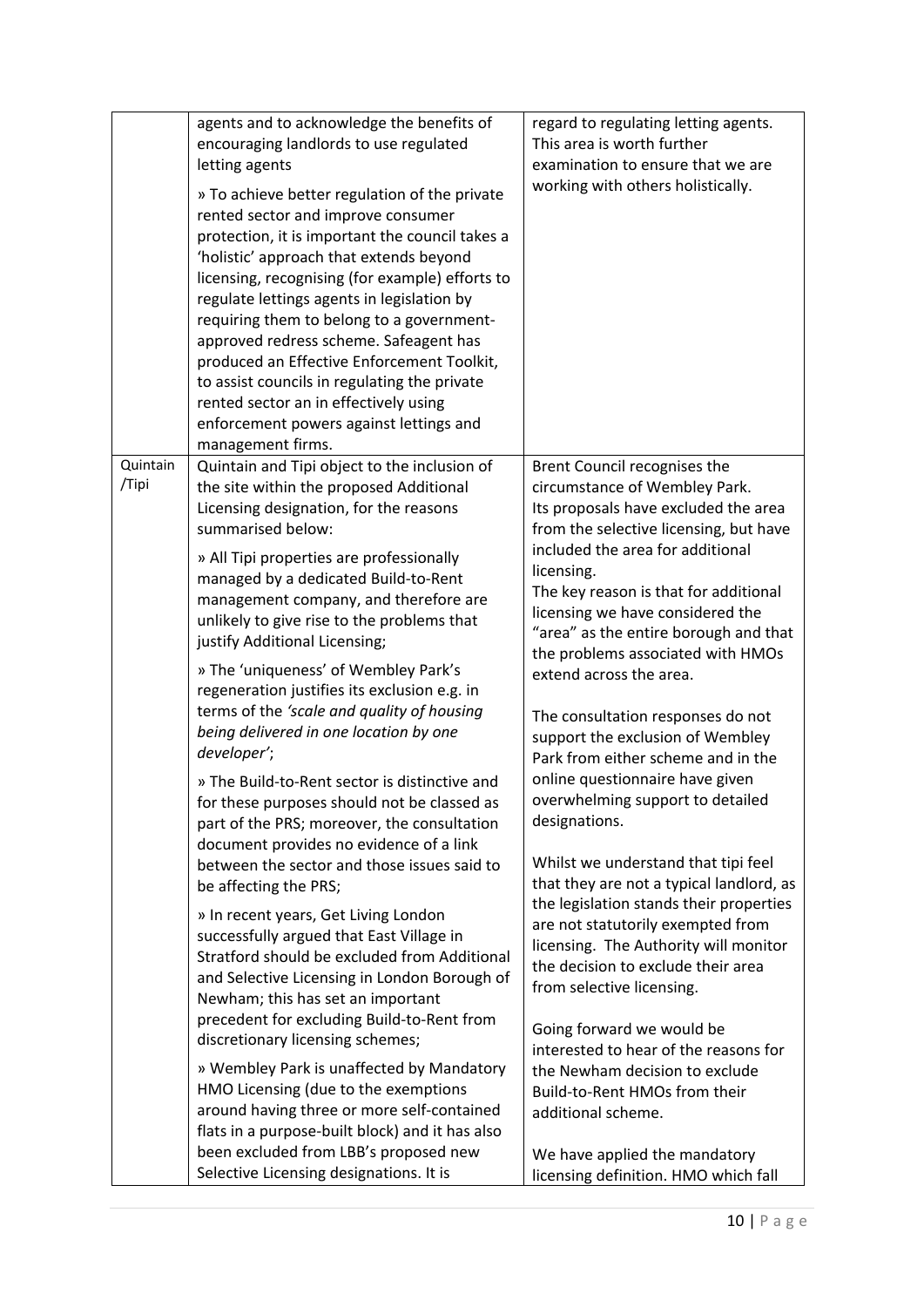| | | |
|---|---|---|
| | agents and to acknowledge the benefits of encouraging landlords to use regulated letting agents<br><br>» To achieve better regulation of the private rented sector and improve consumer protection, it is important the council takes a 'holistic' approach that extends beyond licensing, recognising (for example) efforts to regulate lettings agents in legislation by requiring them to belong to a government-approved redress scheme. Safeagent has produced an Effective Enforcement Toolkit, to assist councils in regulating the private rented sector an in effectively using enforcement powers against lettings and management firms. | regard to regulating letting agents. This area is worth further examination to ensure that we are working with others holistically. |
| Quintain /Tipi | Quintain and Tipi object to the inclusion of the site within the proposed Additional Licensing designation, for the reasons summarised below:<br><br>» All Tipi properties are professionally managed by a dedicated Build-to-Rent management company, and therefore are unlikely to give rise to the problems that justify Additional Licensing;<br><br>» The 'uniqueness' of Wembley Park's regeneration justifies its exclusion e.g. in terms of the *'scale and quality of housing being delivered in one location by one developer'*;<br><br>» The Build-to-Rent sector is distinctive and for these purposes should not be classed as part of the PRS; moreover, the consultation document provides no evidence of a link between the sector and those issues said to be affecting the PRS;<br><br>» In recent years, Get Living London successfully argued that East Village in Stratford should be excluded from Additional and Selective Licensing in London Borough of Newham; this has set an important precedent for excluding Build-to-Rent from discretionary licensing schemes;<br><br>» Wembley Park is unaffected by Mandatory HMO Licensing (due to the exemptions around having three or more self-contained flats in a purpose-built block) and it has also been excluded from LBB's proposed new Selective Licensing designations. It is | Brent Council recognises the circumstance of Wembley Park.<br>Its proposals have excluded the area from the selective licensing, but have included the area for additional licensing.<br>The key reason is that for additional licensing we have considered the "area" as the entire borough and that the problems associated with HMOs extend across the area.<br><br>The consultation responses do not support the exclusion of Wembley Park from either scheme and in the online questionnaire have given overwhelming support to detailed designations.<br><br>Whilst we understand that tipi feel that they are not a typical landlord, as the legislation stands their properties are not statutorily exempted from licensing. The Authority will monitor the decision to exclude their area from selective licensing.<br><br>Going forward we would be interested to hear of the reasons for the Newham decision to exclude Build-to-Rent HMOs from their additional scheme.<br><br>We have applied the mandatory licensing definition. HMO which fall |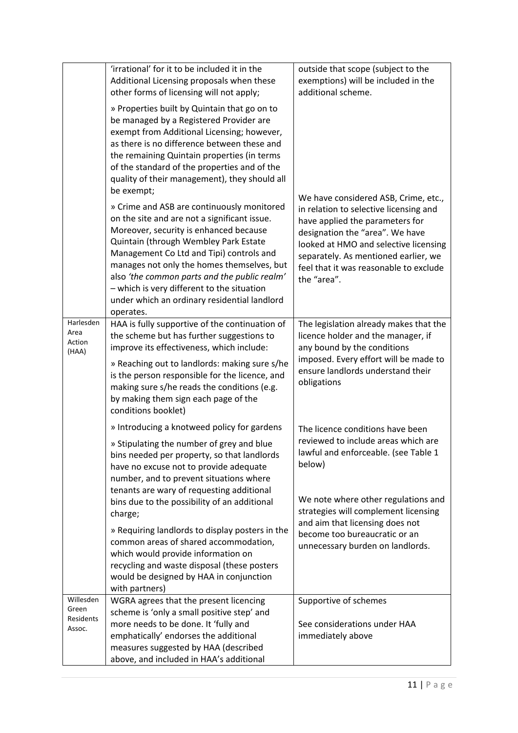| | | |
|---|---|---|
| | 'irrational' for it to be included it in the Additional Licensing proposals when these other forms of licensing will not apply;<br><br>» Properties built by Quintain that go on to be managed by a Registered Provider are exempt from Additional Licensing; however, as there is no difference between these and the remaining Quintain properties (in terms of the standard of the properties and of the quality of their management), they should all be exempt;<br><br>» Crime and ASB are continuously monitored on the site and are not a significant issue. Moreover, security is enhanced because Quintain (through Wembley Park Estate Management Co Ltd and Tipi) controls and manages not only the homes themselves, but also *'the common parts and the public realm'* – which is very different to the situation under which an ordinary residential landlord operates. | outside that scope (subject to the exemptions) will be included in the additional scheme.<br><br>We have considered ASB, Crime, etc., in relation to selective licensing and have applied the parameters for designation the "area". We have looked at HMO and selective licensing separately. As mentioned earlier, we feel that it was reasonable to exclude the "area". |
| Harlesden Area Action (HAA) | HAA is fully supportive of the continuation of the scheme but has further suggestions to improve its effectiveness, which include:<br><br>» Reaching out to landlords: making sure s/he is the person responsible for the licence, and making sure s/he reads the conditions (e.g. by making them sign each page of the conditions booklet)<br><br>» Introducing a knotweed policy for gardens<br><br>» Stipulating the number of grey and blue bins needed per property, so that landlords have no excuse not to provide adequate number, and to prevent situations where tenants are wary of requesting additional bins due to the possibility of an additional charge;<br><br>» Requiring landlords to display posters in the common areas of shared accommodation, which would provide information on recycling and waste disposal (these posters would be designed by HAA in conjunction with partners) | The legislation already makes that the licence holder and the manager, if any bound by the conditions imposed. Every effort will be made to ensure landlords understand their obligations<br><br>The licence conditions have been reviewed to include areas which are lawful and enforceable. (see Table 1 below)<br><br>We note where other regulations and strategies will complement licensing and aim that licensing does not become too bureaucratic or an unnecessary burden on landlords. |
| Willesden Green Residents Assoc. | WGRA agrees that the present licencing scheme is 'only a small positive step' and more needs to be done. It 'fully and emphatically' endorses the additional measures suggested by HAA (described above, and included in HAA's additional | Supportive of schemes<br><br>See considerations under HAA immediately above |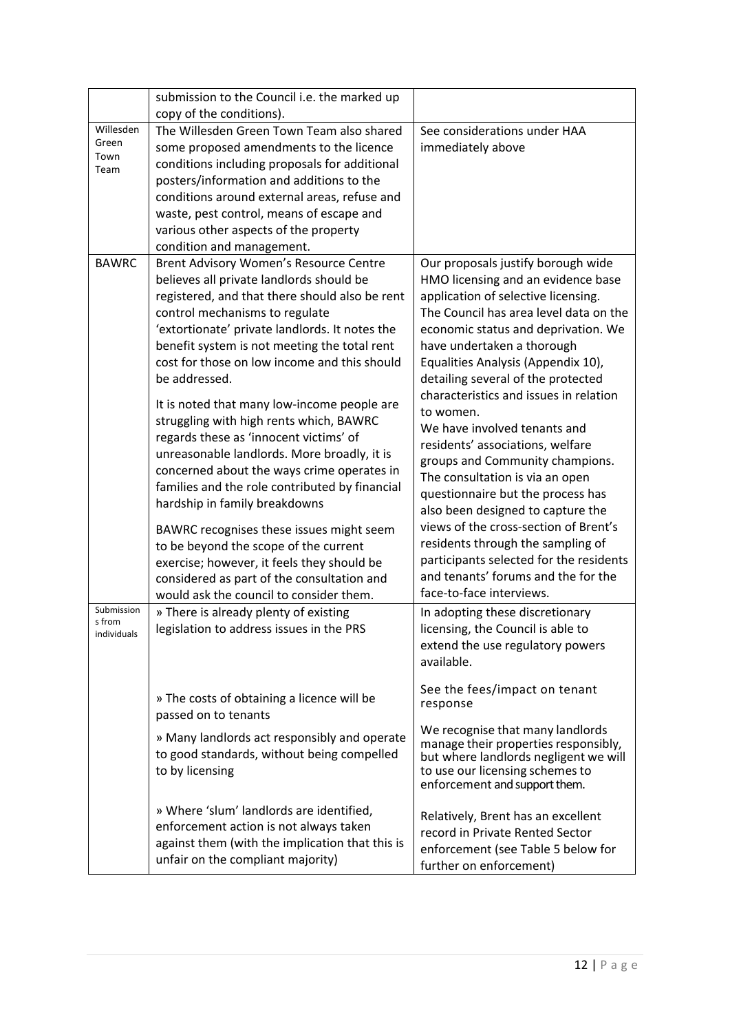| | | |
|---|---|---|
| | submission to the Council i.e. the marked up copy of the conditions). | |
| Willesden Green Town Team | The Willesden Green Town Team also shared some proposed amendments to the licence conditions including proposals for additional posters/information and additions to the conditions around external areas, refuse and waste, pest control, means of escape and various other aspects of the property condition and management. | See considerations under HAA immediately above |
| BAWRC | Brent Advisory Women's Resource Centre believes all private landlords should be registered, and that there should also be rent control mechanisms to regulate 'extortionate' private landlords. It notes the benefit system is not meeting the total rent cost for those on low income and this should be addressed.<br><br>It is noted that many low-income people are struggling with high rents which, BAWRC regards these as 'innocent victims' of unreasonable landlords. More broadly, it is concerned about the ways crime operates in families and the role contributed by financial hardship in family breakdowns<br><br>BAWRC recognises these issues might seem to be beyond the scope of the current exercise; however, it feels they should be considered as part of the consultation and would ask the council to consider them. | Our proposals justify borough wide HMO licensing and an evidence base application of selective licensing. The Council has area level data on the economic status and deprivation. We have undertaken a thorough Equalities Analysis (Appendix 10), detailing several of the protected characteristics and issues in relation to women.<br>We have involved tenants and residents' associations, welfare groups and Community champions. The consultation is via an open questionnaire but the process has also been designed to capture the views of the cross-section of Brent's residents through the sampling of participants selected for the residents and tenants' forums and the for the face-to-face interviews. |
| Submissions from individuals | » There is already plenty of existing legislation to address issues in the PRS | In adopting these discretionary licensing, the Council is able to extend the use regulatory powers available. |
| | » The costs of obtaining a licence will be passed on to tenants | See the fees/impact on tenant response |
| | » Many landlords act responsibly and operate to good standards, without being compelled to by licensing | We recognise that many landlords manage their properties responsibly, but where landlords negligent we will to use our licensing schemes to enforcement and support them. |
| | » Where 'slum' landlords are identified, enforcement action is not always taken against them (with the implication that this is unfair on the compliant majority) | Relatively, Brent has an excellent record in Private Rented Sector enforcement (see Table 5 below for further on enforcement) |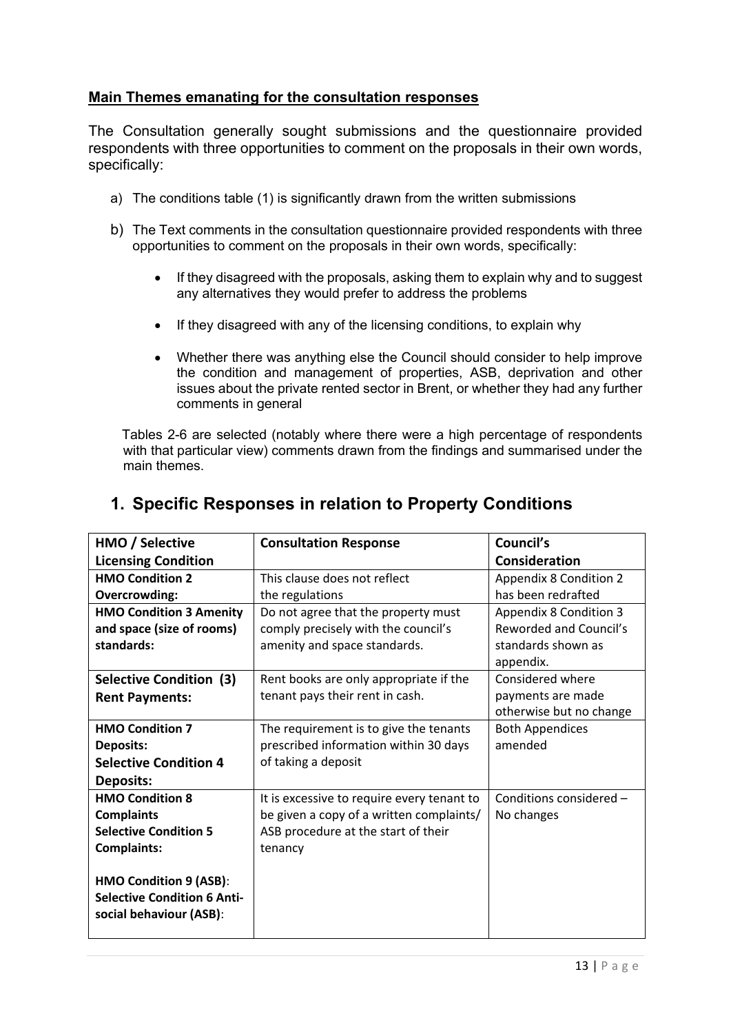**Main Themes emanating for the consultation responses**

The Consultation generally sought submissions and the questionnaire provided respondents with three opportunities to comment on the proposals in their own words, specifically:

a) The conditions table (1) is significantly drawn from the written submissions

b) The Text comments in the consultation questionnaire provided respondents with three opportunities to comment on the proposals in their own words, specifically:

- If they disagreed with the proposals, asking them to explain why and to suggest any alternatives they would prefer to address the problems
- If they disagreed with any of the licensing conditions, to explain why
- Whether there was anything else the Council should consider to help improve the condition and management of properties, ASB, deprivation and other issues about the private rented sector in Brent, or whether they had any further comments in general

Tables 2-6 are selected (notably where there were a high percentage of respondents with that particular view) comments drawn from the findings and summarised under the main themes.

## 1. Specific Responses in relation to Property Conditions

| HMO / Selective Licensing Condition | Consultation Response | Council's Consideration |
|---|---|---|
| **HMO Condition 2 Overcrowding:** | This clause does not reflect the regulations | Appendix 8 Condition 2 has been redrafted |
| **HMO Condition 3 Amenity and space (size of rooms) standards:** | Do not agree that the property must comply precisely with the council's amenity and space standards. | Appendix 8 Condition 3 Reworded and Council's standards shown as appendix. |
| **Selective Condition (3) Rent Payments:** | Rent books are only appropriate if the tenant pays their rent in cash. | Considered where payments are made otherwise but no change |
| **HMO Condition 7 Deposits:** **Selective Condition 4 Deposits:** | The requirement is to give the tenants prescribed information within 30 days of taking a deposit | Both Appendices amended |
| **HMO Condition 8 Complaints** **Selective Condition 5 Complaints:** **HMO Condition 9 (ASB)**: **Selective Condition 6 Anti-social behaviour (ASB)**: | It is excessive to require every tenant to be given a copy of a written complaints/ ASB procedure at the start of their tenancy | Conditions considered – No changes |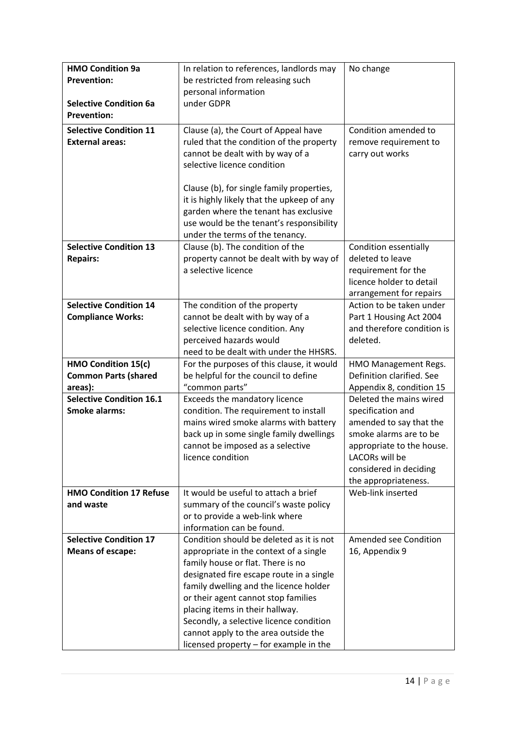| | | |
|---|---|---|
| **HMO Condition 9a Prevention:**<br><br>**Selective Condition 6a Prevention:** | In relation to references, landlords may be restricted from releasing such personal information under GDPR | No change |
| **Selective Condition 11 External areas:** | Clause (a), the Court of Appeal have ruled that the condition of the property cannot be dealt with by way of a selective licence condition<br><br>Clause (b), for single family properties, it is highly likely that the upkeep of any garden where the tenant has exclusive use would be the tenant's responsibility under the terms of the tenancy. | Condition amended to remove requirement to carry out works |
| **Selective Condition 13 Repairs:** | Clause (b). The condition of the property cannot be dealt with by way of a selective licence | Condition essentially deleted to leave requirement for the licence holder to detail arrangement for repairs |
| **Selective Condition 14 Compliance Works:** | The condition of the property cannot be dealt with by way of a selective licence condition. Any perceived hazards would need to be dealt with under the HHSRS. | Action to be taken under Part 1 Housing Act 2004 and therefore condition is deleted. |
| **HMO Condition 15(c) Common Parts (shared areas):** | For the purposes of this clause, it would be helpful for the council to define "common parts" | HMO Management Regs. Definition clarified. See Appendix 8, condition 15 |
| **Selective Condition 16.1 Smoke alarms:** | Exceeds the mandatory licence condition. The requirement to install mains wired smoke alarms with battery back up in some single family dwellings cannot be imposed as a selective licence condition | Deleted the mains wired specification and amended to say that the smoke alarms are to be appropriate to the house. LACORs will be considered in deciding the appropriateness. |
| **HMO Condition 17 Refuse and waste** | It would be useful to attach a brief summary of the council's waste policy or to provide a web-link where information can be found. | Web-link inserted |
| **Selective Condition 17 Means of escape:** | Condition should be deleted as it is not appropriate in the context of a single family house or flat. There is no designated fire escape route in a single family dwelling and the licence holder or their agent cannot stop families placing items in their hallway.<br>Secondly, a selective licence condition cannot apply to the area outside the licensed property – for example in the | Amended see Condition 16, Appendix 9 |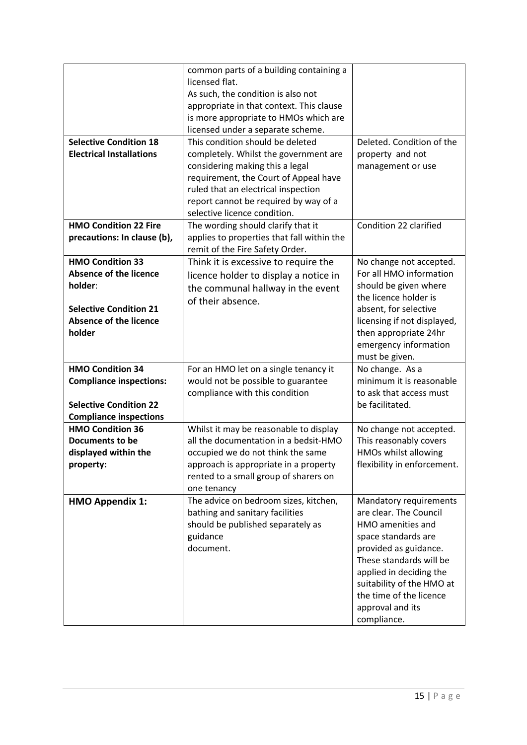| | | |
|---|---|---|
| | common parts of a building containing a licensed flat. As such, the condition is also not appropriate in that context. This clause is more appropriate to HMOs which are licensed under a separate scheme. | |
| **Selective Condition 18 Electrical Installations** | This condition should be deleted completely. Whilst the government are considering making this a legal requirement, the Court of Appeal have ruled that an electrical inspection report cannot be required by way of a selective licence condition. | Deleted. Condition of the property and not management or use |
| **HMO Condition 22 Fire precautions: In clause (b),** | The wording should clarify that it applies to properties that fall within the remit of the Fire Safety Order. | Condition 22 clarified |
| **HMO Condition 33 Absence of the licence holder**:<br><br>**Selective Condition 21 Absence of the licence holder** | Think it is excessive to require the licence holder to display a notice in the communal hallway in the event of their absence. | No change not accepted. For all HMO information should be given where the licence holder is absent, for selective licensing if not displayed, then appropriate 24hr emergency information must be given. |
| **HMO Condition 34 Compliance inspections:**<br><br>**Selective Condition 22 Compliance inspections** | For an HMO let on a single tenancy it would not be possible to guarantee compliance with this condition | No change. As a minimum it is reasonable to ask that access must be facilitated. |
| **HMO Condition 36 Documents to be displayed within the property:** | Whilst it may be reasonable to display all the documentation in a bedsit-HMO occupied we do not think the same approach is appropriate in a property rented to a small group of sharers on one tenancy | No change not accepted. This reasonably covers HMOs whilst allowing flexibility in enforcement. |
| **HMO Appendix 1:** | The advice on bedroom sizes, kitchen, bathing and sanitary facilities should be published separately as guidance document. | Mandatory requirements are clear. The Council HMO amenities and space standards are provided as guidance. These standards will be applied in deciding the suitability of the HMO at the time of the licence approval and its compliance. |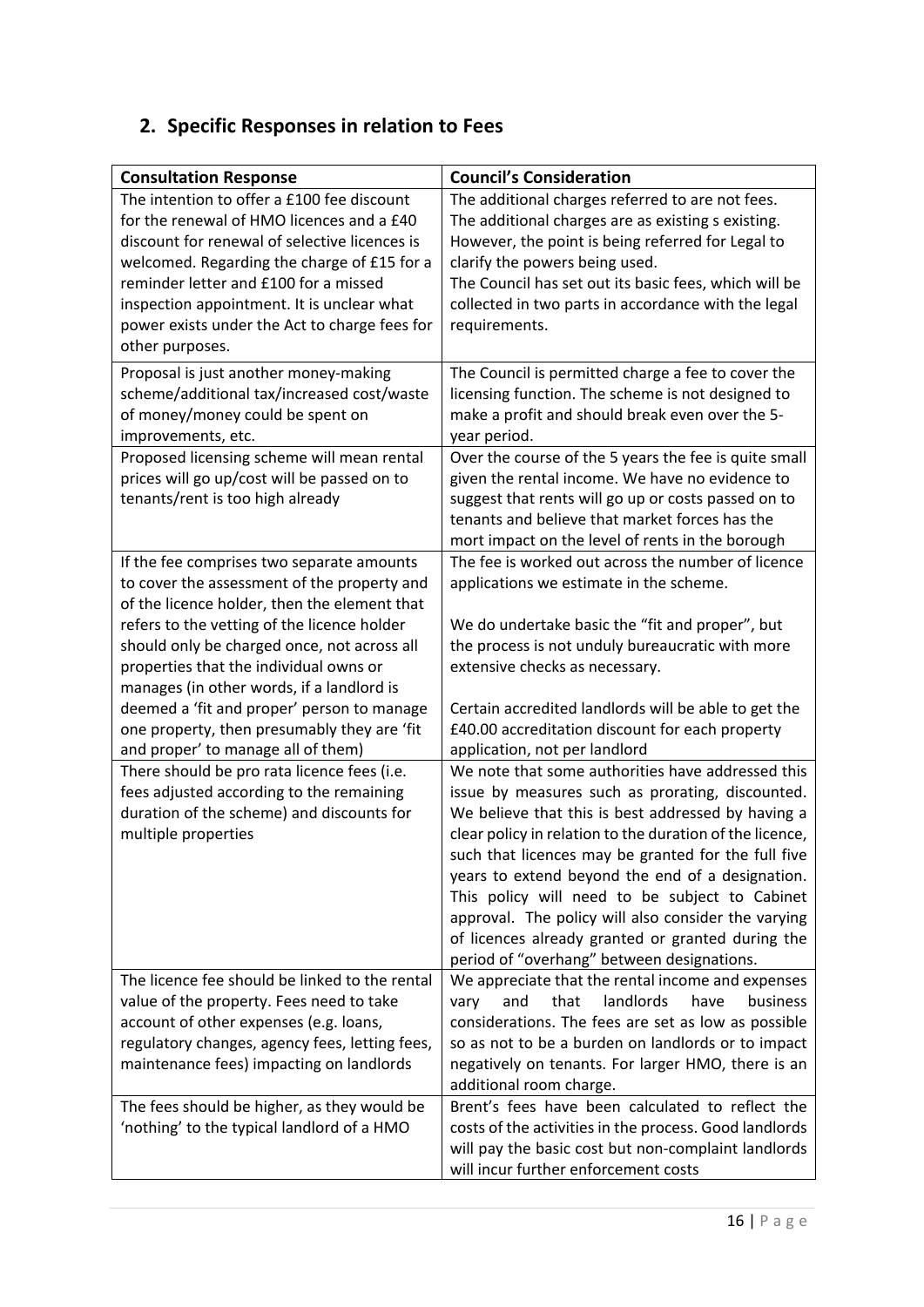## 2. Specific Responses in relation to Fees

| Consultation Response | Council's Consideration |
|---|---|
| The intention to offer a £100 fee discount for the renewal of HMO licences and a £40 discount for renewal of selective licences is welcomed. Regarding the charge of £15 for a reminder letter and £100 for a missed inspection appointment. It is unclear what power exists under the Act to charge fees for other purposes. | The additional charges referred to are not fees. The additional charges are as existing s existing. However, the point is being referred for Legal to clarify the powers being used.<br>The Council has set out its basic fees, which will be collected in two parts in accordance with the legal requirements. |
| Proposal is just another money-making scheme/additional tax/increased cost/waste of money/money could be spent on improvements, etc. | The Council is permitted charge a fee to cover the licensing function. The scheme is not designed to make a profit and should break even over the 5-year period. |
| Proposed licensing scheme will mean rental prices will go up/cost will be passed on to tenants/rent is too high already | Over the course of the 5 years the fee is quite small given the rental income. We have no evidence to suggest that rents will go up or costs passed on to tenants and believe that market forces has the mort impact on the level of rents in the borough |
| If the fee comprises two separate amounts to cover the assessment of the property and of the licence holder, then the element that refers to the vetting of the licence holder should only be charged once, not across all properties that the individual owns or manages (in other words, if a landlord is deemed a 'fit and proper' person to manage one property, then presumably they are 'fit and proper' to manage all of them) | The fee is worked out across the number of licence applications we estimate in the scheme.<br><br>We do undertake basic the "fit and proper", but the process is not unduly bureaucratic with more extensive checks as necessary.<br><br>Certain accredited landlords will be able to get the £40.00 accreditation discount for each property application, not per landlord |
| There should be pro rata licence fees (i.e. fees adjusted according to the remaining duration of the scheme) and discounts for multiple properties | We note that some authorities have addressed this issue by measures such as prorating, discounted. We believe that this is best addressed by having a clear policy in relation to the duration of the licence, such that licences may be granted for the full five years to extend beyond the end of a designation. This policy will need to be subject to Cabinet approval. The policy will also consider the varying of licences already granted or granted during the period of "overhang" between designations. |
| The licence fee should be linked to the rental value of the property. Fees need to take account of other expenses (e.g. loans, regulatory changes, agency fees, letting fees, maintenance fees) impacting on landlords | We appreciate that the rental income and expenses vary and that landlords have business considerations. The fees are set as low as possible so as not to be a burden on landlords or to impact negatively on tenants. For larger HMO, there is an additional room charge. |
| The fees should be higher, as they would be 'nothing' to the typical landlord of a HMO | Brent's fees have been calculated to reflect the costs of the activities in the process. Good landlords will pay the basic cost but non-complaint landlords will incur further enforcement costs |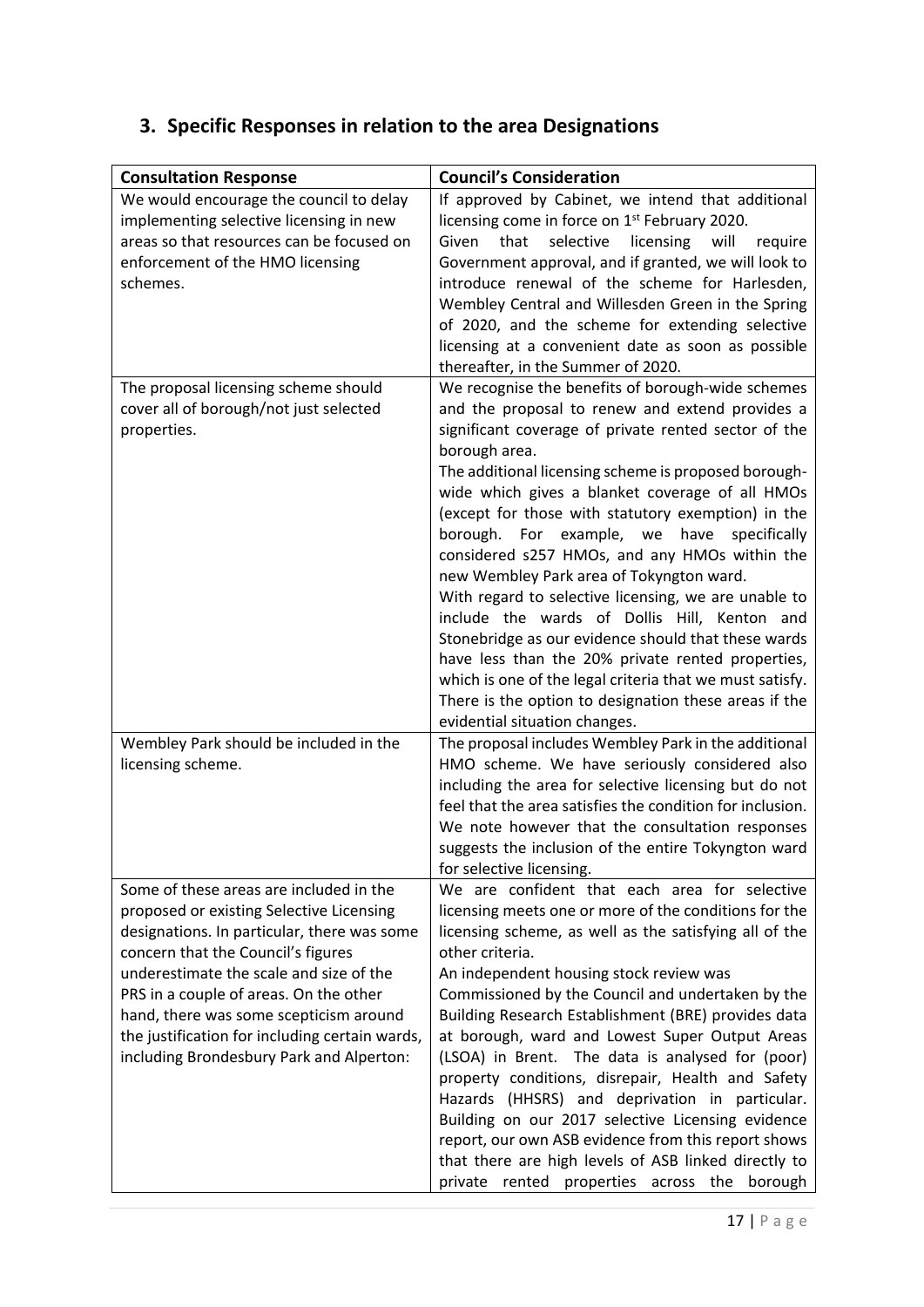## 3. Specific Responses in relation to the area Designations

| Consultation Response | Council's Consideration |
|---|---|
| We would encourage the council to delay implementing selective licensing in new areas so that resources can be focused on enforcement of the HMO licensing schemes. | If approved by Cabinet, we intend that additional licensing come in force on 1st February 2020. Given that selective licensing will require Government approval, and if granted, we will look to introduce renewal of the scheme for Harlesden, Wembley Central and Willesden Green in the Spring of 2020, and the scheme for extending selective licensing at a convenient date as soon as possible thereafter, in the Summer of 2020. |
| The proposal licensing scheme should cover all of borough/not just selected properties. | We recognise the benefits of borough-wide schemes and the proposal to renew and extend provides a significant coverage of private rented sector of the borough area.<br>The additional licensing scheme is proposed borough-wide which gives a blanket coverage of all HMOs (except for those with statutory exemption) in the borough. For example, we have specifically considered s257 HMOs, and any HMOs within the new Wembley Park area of Tokyngton ward.<br>With regard to selective licensing, we are unable to include the wards of Dollis Hill, Kenton and Stonebridge as our evidence should that these wards have less than the 20% private rented properties, which is one of the legal criteria that we must satisfy. There is the option to designation these areas if the evidential situation changes. |
| Wembley Park should be included in the licensing scheme. | The proposal includes Wembley Park in the additional HMO scheme. We have seriously considered also including the area for selective licensing but do not feel that the area satisfies the condition for inclusion. We note however that the consultation responses suggests the inclusion of the entire Tokyngton ward for selective licensing. |
| Some of these areas are included in the proposed or existing Selective Licensing designations. In particular, there was some concern that the Council's figures underestimate the scale and size of the PRS in a couple of areas. On the other hand, there was some scepticism around the justification for including certain wards, including Brondesbury Park and Alperton: | We are confident that each area for selective licensing meets one or more of the conditions for the licensing scheme, as well as the satisfying all of the other criteria.<br>An independent housing stock review was Commissioned by the Council and undertaken by the Building Research Establishment (BRE) provides data at borough, ward and Lowest Super Output Areas (LSOA) in Brent. The data is analysed for (poor) property conditions, disrepair, Health and Safety Hazards (HHSRS) and deprivation in particular. Building on our 2017 selective Licensing evidence report, our own ASB evidence from this report shows that there are high levels of ASB linked directly to private rented properties across the borough |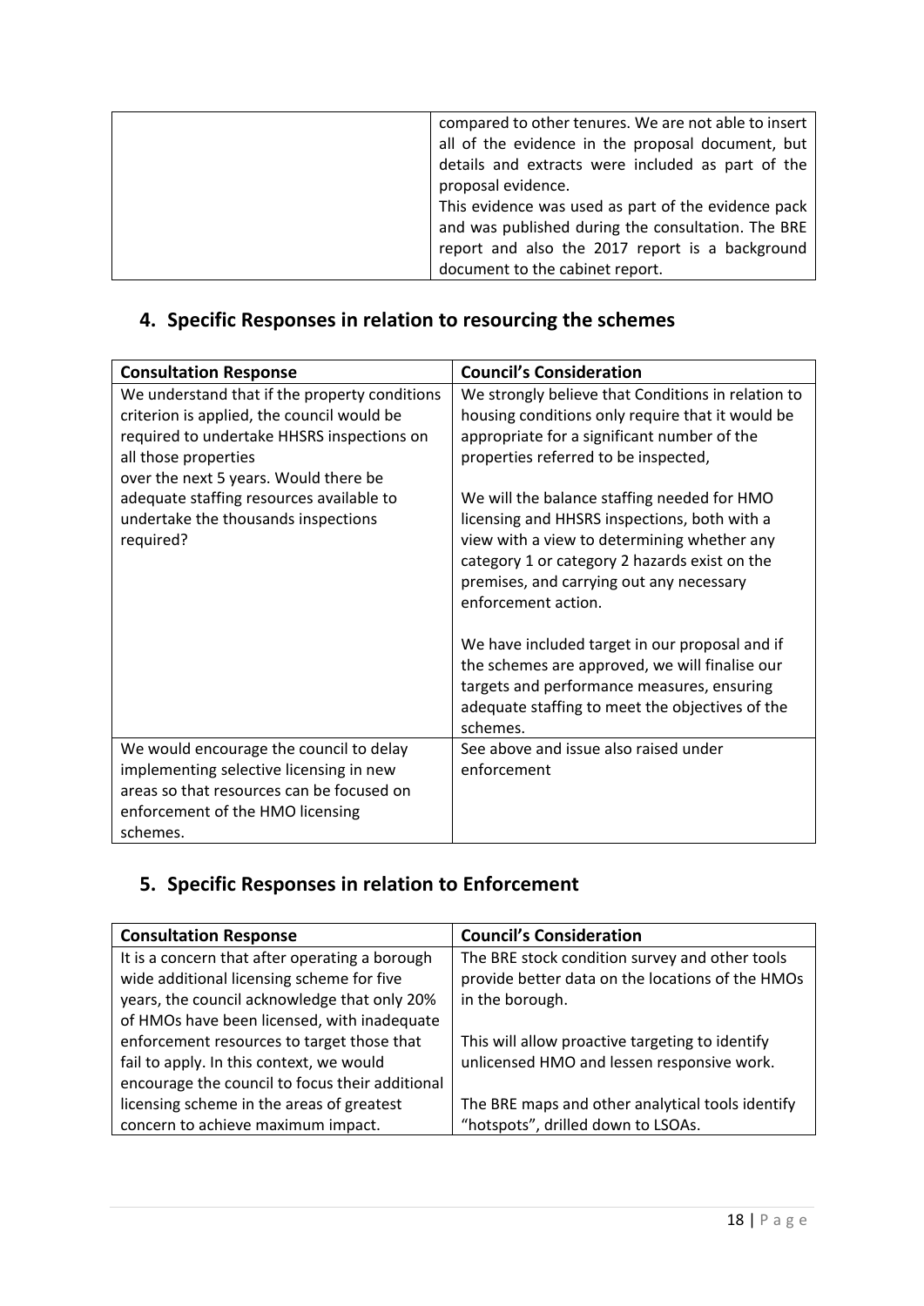| | |
|---|---|
| | compared to other tenures. We are not able to insert all of the evidence in the proposal document, but details and extracts were included as part of the proposal evidence.<br>This evidence was used as part of the evidence pack and was published during the consultation. The BRE report and also the 2017 report is a background document to the cabinet report. |

## 4. Specific Responses in relation to resourcing the schemes

| Consultation Response | Council's Consideration |
|---|---|
| We understand that if the property conditions criterion is applied, the council would be required to undertake HHSRS inspections on all those properties over the next 5 years. Would there be adequate staffing resources available to undertake the thousands inspections required? | We strongly believe that Conditions in relation to housing conditions only require that it would be appropriate for a significant number of the properties referred to be inspected,<br><br>We will the balance staffing needed for HMO licensing and HHSRS inspections, both with a view to determining whether any category 1 or category 2 hazards exist on the premises, and carrying out any necessary enforcement action.<br><br>We have included target in our proposal and if the schemes are approved, we will finalise our targets and performance measures, ensuring adequate staffing to meet the objectives of the schemes. |
| We would encourage the council to delay implementing selective licensing in new areas so that resources can be focused on enforcement of the HMO licensing schemes. | See above and issue also raised under enforcement |

## 5. Specific Responses in relation to Enforcement

| Consultation Response | Council's Consideration |
|---|---|
| It is a concern that after operating a borough wide additional licensing scheme for five years, the council acknowledge that only 20% of HMOs have been licensed, with inadequate enforcement resources to target those that fail to apply. In this context, we would encourage the council to focus their additional licensing scheme in the areas of greatest concern to achieve maximum impact. | The BRE stock condition survey and other tools provide better data on the locations of the HMOs in the borough.<br><br>This will allow proactive targeting to identify unlicensed HMO and lessen responsive work.<br><br>The BRE maps and other analytical tools identify "hotspots", drilled down to LSOAs. |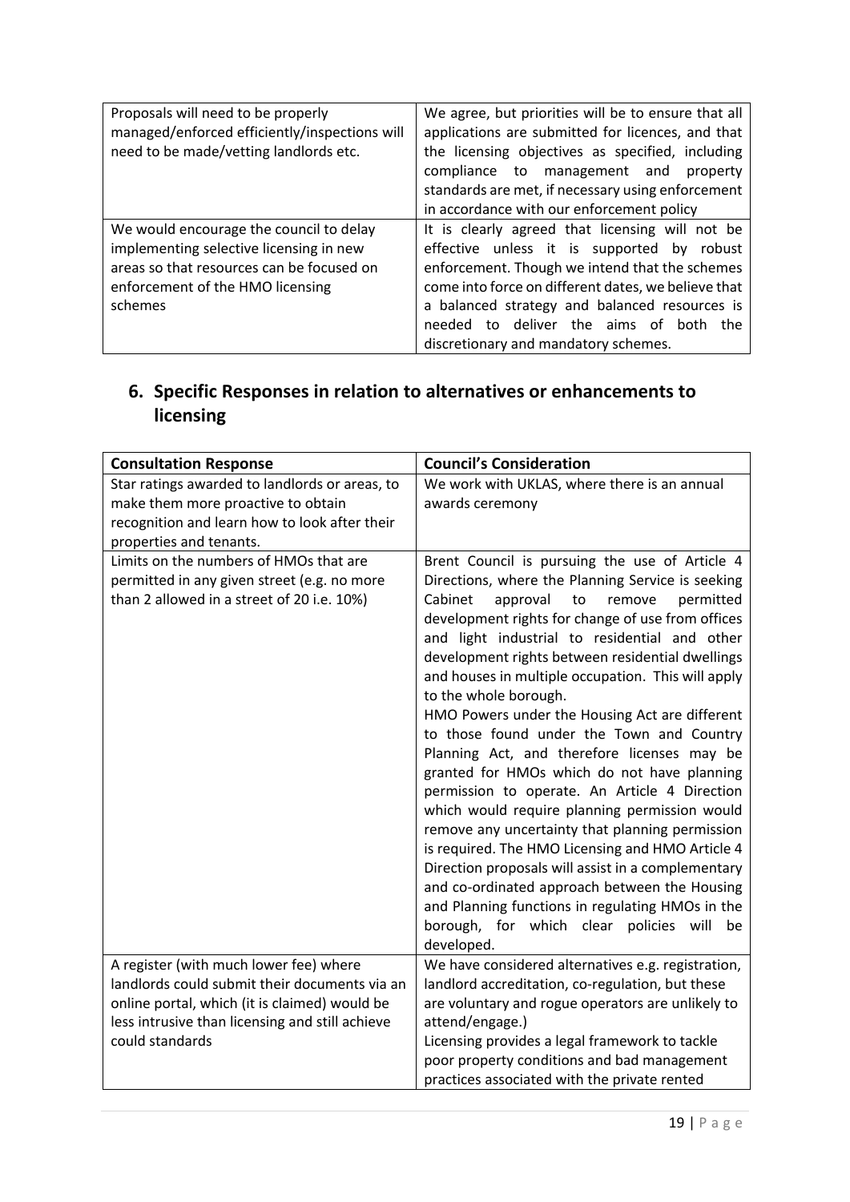| | |
|---|---|
| Proposals will need to be properly managed/enforced efficiently/inspections will need to be made/vetting landlords etc. | We agree, but priorities will be to ensure that all applications are submitted for licences, and that the licensing objectives as specified, including compliance to management and property standards are met, if necessary using enforcement in accordance with our enforcement policy |
| We would encourage the council to delay implementing selective licensing in new areas so that resources can be focused on enforcement of the HMO licensing schemes | It is clearly agreed that licensing will not be effective unless it is supported by robust enforcement. Though we intend that the schemes come into force on different dates, we believe that a balanced strategy and balanced resources is needed to deliver the aims of both the discretionary and mandatory schemes. |

## 6. Specific Responses in relation to alternatives or enhancements to licensing

| Consultation Response | Council's Consideration |
|---|---|
| Star ratings awarded to landlords or areas, to make them more proactive to obtain recognition and learn how to look after their properties and tenants. | We work with UKLAS, where there is an annual awards ceremony |
| Limits on the numbers of HMOs that are permitted in any given street (e.g. no more than 2 allowed in a street of 20 i.e. 10%) | Brent Council is pursuing the use of Article 4 Directions, where the Planning Service is seeking Cabinet approval to remove permitted development rights for change of use from offices and light industrial to residential and other development rights between residential dwellings and houses in multiple occupation. This will apply to the whole borough.<br>HMO Powers under the Housing Act are different to those found under the Town and Country Planning Act, and therefore licenses may be granted for HMOs which do not have planning permission to operate. An Article 4 Direction which would require planning permission would remove any uncertainty that planning permission is required. The HMO Licensing and HMO Article 4 Direction proposals will assist in a complementary and co-ordinated approach between the Housing and Planning functions in regulating HMOs in the borough, for which clear policies will be developed. |
| A register (with much lower fee) where landlords could submit their documents via an online portal, which (it is claimed) would be less intrusive than licensing and still achieve could standards | We have considered alternatives e.g. registration, landlord accreditation, co-regulation, but these are voluntary and rogue operators are unlikely to attend/engage.)<br>Licensing provides a legal framework to tackle poor property conditions and bad management practices associated with the private rented |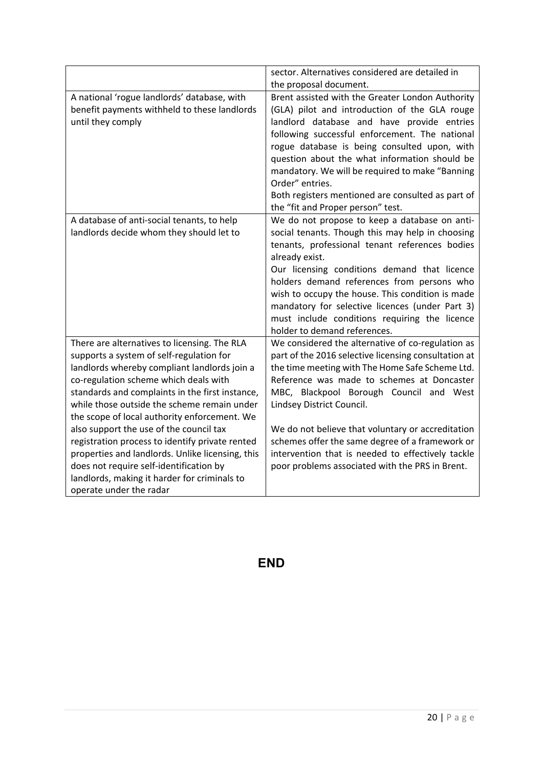| | |
|---|---|
| | sector. Alternatives considered are detailed in the proposal document. |
| A national 'rogue landlords' database, with benefit payments withheld to these landlords until they comply | Brent assisted with the Greater London Authority (GLA) pilot and introduction of the GLA rouge landlord database and have provide entries following successful enforcement. The national rogue database is being consulted upon, with question about the what information should be mandatory. We will be required to make "Banning Order" entries.<br>Both registers mentioned are consulted as part of the "fit and Proper person" test. |
| A database of anti-social tenants, to help landlords decide whom they should let to | We do not propose to keep a database on anti-social tenants. Though this may help in choosing tenants, professional tenant references bodies already exist.<br>Our licensing conditions demand that licence holders demand references from persons who wish to occupy the house. This condition is made mandatory for selective licences (under Part 3) must include conditions requiring the licence holder to demand references. |
| There are alternatives to licensing. The RLA supports a system of self-regulation for landlords whereby compliant landlords join a co-regulation scheme which deals with standards and complaints in the first instance, while those outside the scheme remain under the scope of local authority enforcement. We also support the use of the council tax registration process to identify private rented properties and landlords. Unlike licensing, this does not require self-identification by landlords, making it harder for criminals to operate under the radar | We considered the alternative of co-regulation as part of the 2016 selective licensing consultation at the time meeting with The Home Safe Scheme Ltd. Reference was made to schemes at Doncaster MBC, Blackpool Borough Council and West Lindsey District Council.<br><br>We do not believe that voluntary or accreditation schemes offer the same degree of a framework or intervention that is needed to effectively tackle poor problems associated with the PRS in Brent. |

**END**